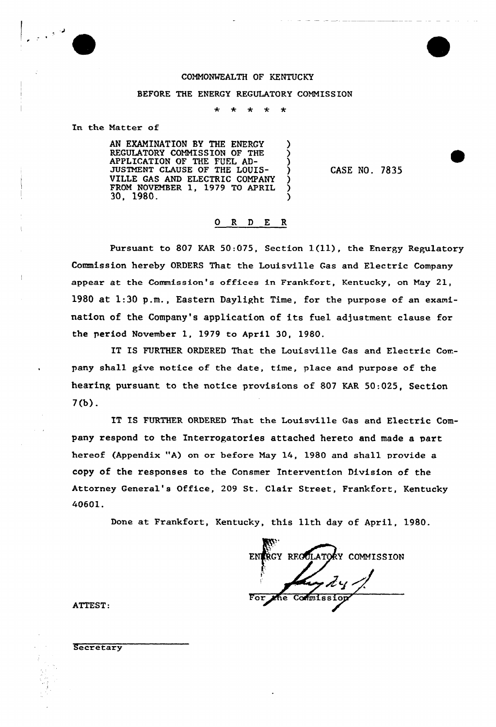COMMONWEALTH OF KENTUCKY

BEFORE THE ENERGY REGULATORY COMMISSION

\* \* \* \* \*

In the Matter of

AN EXAMINATION BY THE ENERGY REGULATORY COMMISSION OF THE APPLICATION OF THE FUEL ADJUSTMENT CLAUSE OF THE LOUISVILLE GAS AND ELECTRIC COMPANY FROM NOVEMBER 1, 1979 TO APRIL 30, 1980.

CASE NO. 7835

## O R D E R

Pursuant to 807 KAR 50:075, Section 1(11), the Energy Regulatory Commission hereby ORDERS That the Louisville Gas and Electric Company appear at the Commission's offices in Frankfort, Kentucky, on May 21, 1980 at 1:30 p.m., Eastern Daylight Time, for the purpose of an examination of the Company's application of its fuel adjustment clause for the period November 1, 1979 to April 30, 1980.

IT IS FURTHER ORDERED That the Louisville Gas and Electric Company shall give notice of the date, time, place and purpose of the hearing pursuant to the notice provisions of 807 KAR 50:025, Section 7(b).

IT IS FURTHER ORDERED That the Louisville Gas and Electric Company respond to the Interrogatories attached hereto and made a part hereof (Appendix "A) on or before May 14, 1980 and shall provide a copy of the responses to the Consmer Intervention Division of the Attorney General's Office, 209 St. Clair Street, Frankfort, Kentucky 40601.

Done at Frankfort, Kentucky, this 11th day of April, 1980.

ENERGY REGULATORY COMMISSION

For the Commission

ATTEST:

Secretary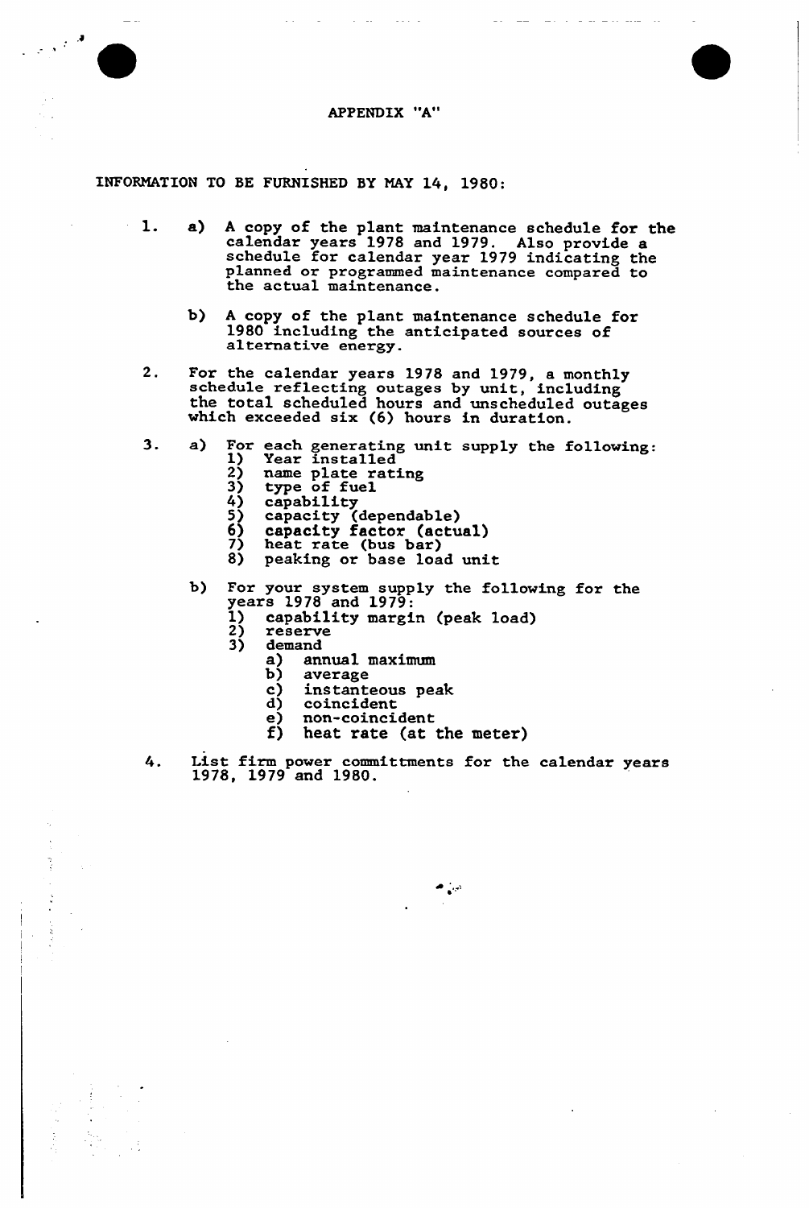# APPENDIX "A"

INFORMATION TO BE FURNISHED BY MAY 14, 1980:

1. a) A copy of the plant maintenance schedule for the calendar years 1978 and 1979. Also provide a schedule for calendar year 1979 indicating the planned or programmed maintenance compared to the actual maintenance.

   b) A copy of the plant maintenance schedule for 1980 including the anticipated sources of alternative energy.

2. For the calendar years 1978 and 1979, a monthly schedule reflecting outages by unit, including the total scheduled hours and unscheduled outages which exceeded six (6) hours in duration.

3. a) For each generating unit supply the following:
      1) Year installed
      2) name plate rating
      3) type of fuel
      4) capability
      5) capacity (dependable)
      6) capacity factor (actual)
      7) heat rate (bus bar)
      8) peaking or base load unit

   b) For your system supply the following for the years 1978 and 1979:
      1) capability margin (peak load)
      2) reserve
      3) demand
         a) annual maximum
         b) average
         c) instanteous peak
         d) coincident
         e) non-coincident
         f) heat rate (at the meter)

4. List firm power committments for the calendar years 1978, 1979 and 1980.